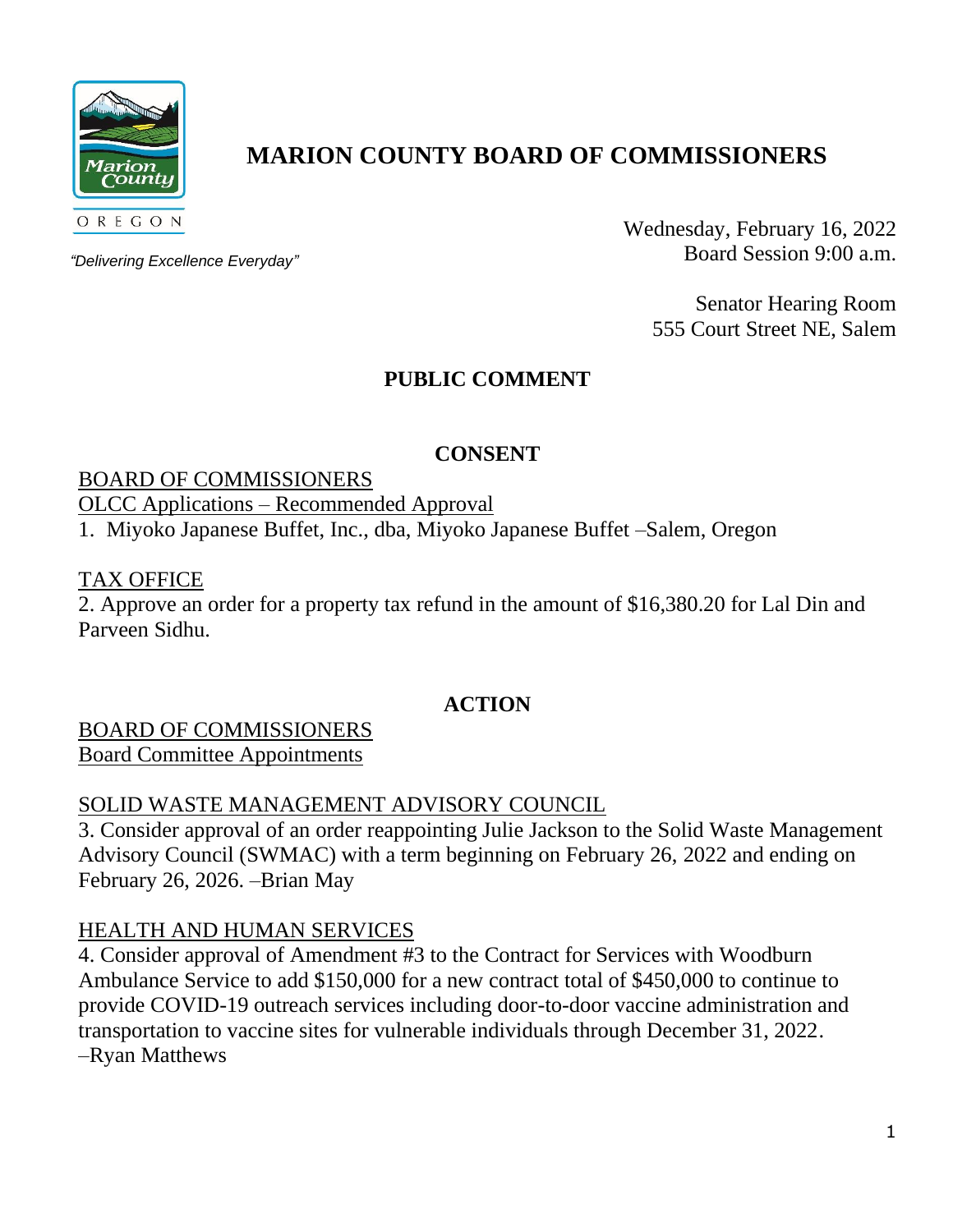# MARION COUNTY BOARD OF COMMISSIONERS

OREGON

*"Delivering Excellence Everyday"*

Wednesday, February 16, 2022
Board Session 9:00 a.m.

Senator Hearing Room
555 Court Street NE, Salem

## PUBLIC COMMENT

## CONSENT

BOARD OF COMMISSIONERS

OLCC Applications – Recommended Approval

1. Miyoko Japanese Buffet, Inc., dba, Miyoko Japanese Buffet –Salem, Oregon

TAX OFFICE

2. Approve an order for a property tax refund in the amount of $16,380.20 for Lal Din and Parveen Sidhu.

## ACTION

BOARD OF COMMISSIONERS

Board Committee Appointments

SOLID WASTE MANAGEMENT ADVISORY COUNCIL

3. Consider approval of an order reappointing Julie Jackson to the Solid Waste Management Advisory Council (SWMAC) with a term beginning on February 26, 2022 and ending on February 26, 2026. –Brian May

HEALTH AND HUMAN SERVICES

4. Consider approval of Amendment #3 to the Contract for Services with Woodburn Ambulance Service to add $150,000 for a new contract total of $450,000 to continue to provide COVID-19 outreach services including door-to-door vaccine administration and transportation to vaccine sites for vulnerable individuals through December 31, 2022. –Ryan Matthews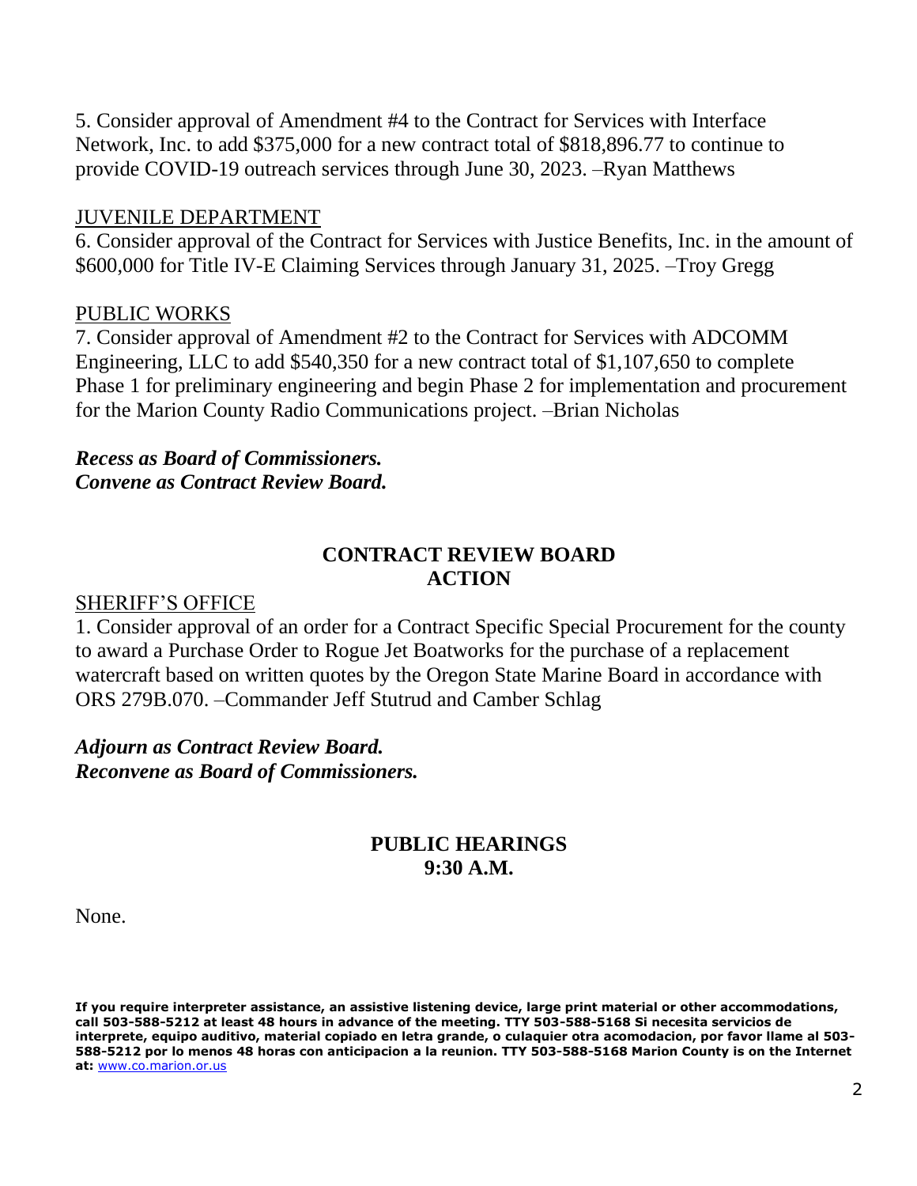5. Consider approval of Amendment #4 to the Contract for Services with Interface Network, Inc. to add $375,000 for a new contract total of $818,896.77 to continue to provide COVID-19 outreach services through June 30, 2023. –Ryan Matthews

JUVENILE DEPARTMENT

6. Consider approval of the Contract for Services with Justice Benefits, Inc. in the amount of $600,000 for Title IV-E Claiming Services through January 31, 2025. –Troy Gregg

PUBLIC WORKS

7. Consider approval of Amendment #2 to the Contract for Services with ADCOMM Engineering, LLC to add $540,350 for a new contract total of $1,107,650 to complete Phase 1 for preliminary engineering and begin Phase 2 for implementation and procurement for the Marion County Radio Communications project. –Brian Nicholas

***Recess as Board of Commissioners.***
***Convene as Contract Review Board.***

## CONTRACT REVIEW BOARD ACTION

SHERIFF'S OFFICE

1. Consider approval of an order for a Contract Specific Special Procurement for the county to award a Purchase Order to Rogue Jet Boatworks for the purchase of a replacement watercraft based on written quotes by the Oregon State Marine Board in accordance with ORS 279B.070. –Commander Jeff Stutrud and Camber Schlag

***Adjourn as Contract Review Board.***
***Reconvene as Board of Commissioners.***

## PUBLIC HEARINGS 9:30 A.M.

None.

**If you require interpreter assistance, an assistive listening device, large print material or other accommodations, call 503-588-5212 at least 48 hours in advance of the meeting. TTY 503-588-5168 Si necesita servicios de interprete, equipo auditivo, material copiado en letra grande, o culaquier otra acomodacion, por favor llame al 503-588-5212 por lo menos 48 horas con anticipacion a la reunion. TTY 503-588-5168 Marion County is on the Internet at:** www.co.marion.or.us